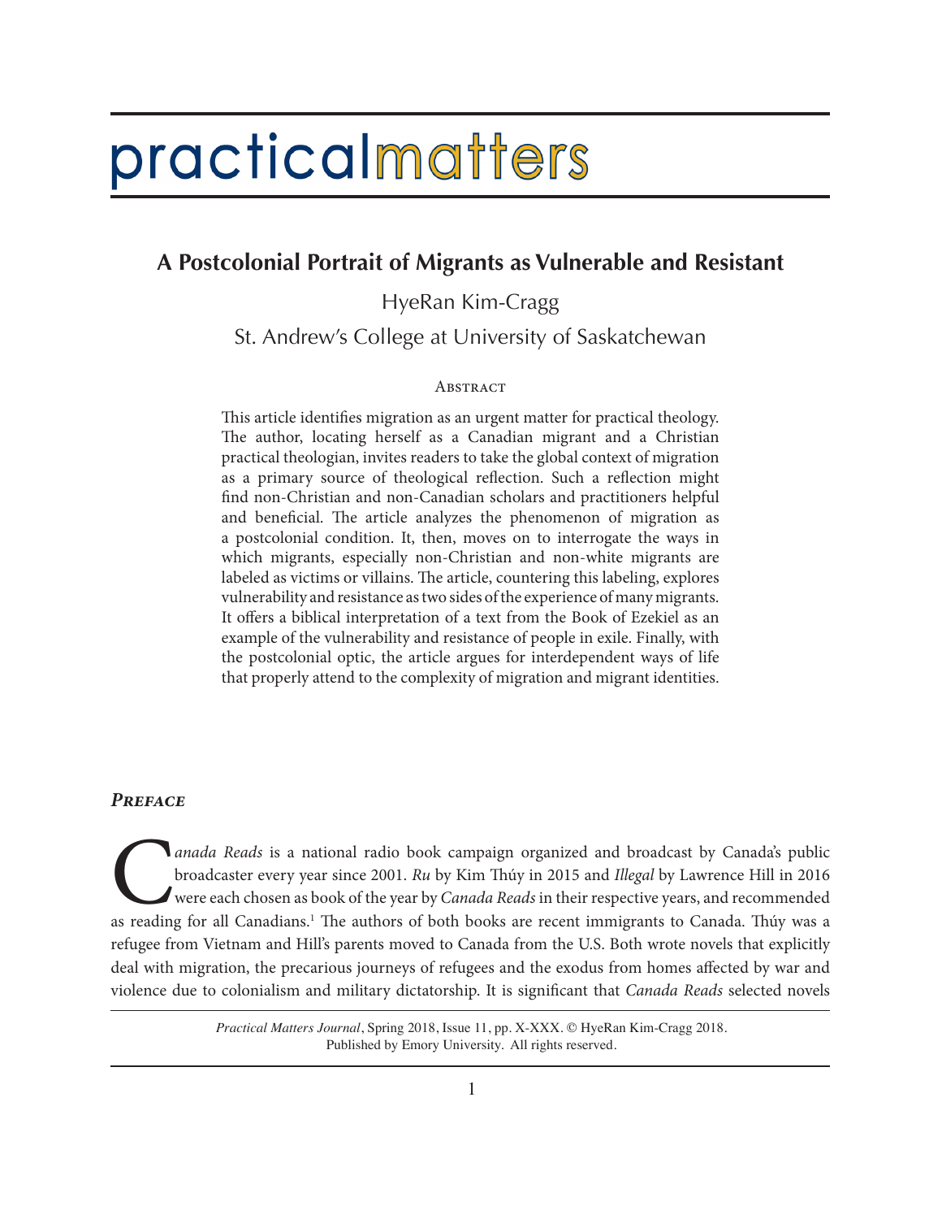# practicalmatters

## A Postcolonial Portrait of Migrants as Vulnerable and Resistant

HyeRan Kim-Cragg

St. Andrew's College at University of Saskatchewan

### Abstract

This article identifies migration as an urgent matter for practical theology. The author, locating herself as a Canadian migrant and a Christian practical theologian, invites readers to take the global context of migration as a primary source of theological reflection. Such a reflection might find non-Christian and non-Canadian scholars and practitioners helpful and beneficial. The article analyzes the phenomenon of migration as a postcolonial condition. It, then, moves on to interrogate the ways in which migrants, especially non-Christian and non-white migrants are labeled as victims or villains. The article, countering this labeling, explores vulnerability and resistance as two sides of the experience of many migrants. It offers a biblical interpretation of a text from the Book of Ezekiel as an example of the vulnerability and resistance of people in exile. Finally, with the postcolonial optic, the article argues for interdependent ways of life that properly attend to the complexity of migration and migrant identities.

### ***Preface***

*Canada Reads* is a national radio book campaign organized and broadcast by Canada's public broadcaster every year since 2001. *Ru* by Kim Thúy in 2015 and *Illegal* by Lawrence Hill in 2016 were each chosen as book of the year by *Canada Reads* in their respective years, and recommended as reading for all Canadians.[1] The authors of both books are recent immigrants to Canada. Thúy was a refugee from Vietnam and Hill's parents moved to Canada from the U.S. Both wrote novels that explicitly deal with migration, the precarious journeys of refugees and the exodus from homes affected by war and violence due to colonialism and military dictatorship. It is significant that *Canada Reads* selected novels

*Practical Matters Journal*, Spring 2018, Issue 11, pp. X-XXX. © HyeRan Kim-Cragg 2018. Published by Emory University. All rights reserved.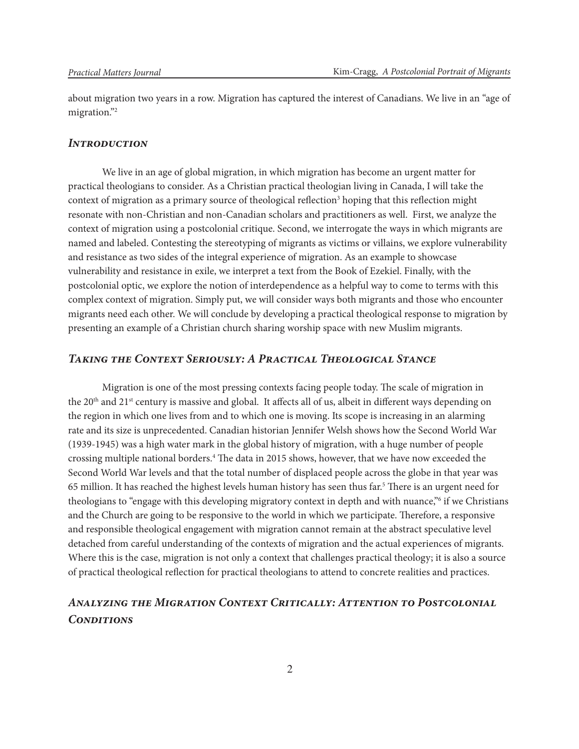about migration two years in a row. Migration has captured the interest of Canadians. We live in an "age of migration."[2]

## *Introduction*

We live in an age of global migration, in which migration has become an urgent matter for practical theologians to consider. As a Christian practical theologian living in Canada, I will take the context of migration as a primary source of theological reflection[3] hoping that this reflection might resonate with non-Christian and non-Canadian scholars and practitioners as well. First, we analyze the context of migration using a postcolonial critique. Second, we interrogate the ways in which migrants are named and labeled. Contesting the stereotyping of migrants as victims or villains, we explore vulnerability and resistance as two sides of the integral experience of migration. As an example to showcase vulnerability and resistance in exile, we interpret a text from the Book of Ezekiel. Finally, with the postcolonial optic, we explore the notion of interdependence as a helpful way to come to terms with this complex context of migration. Simply put, we will consider ways both migrants and those who encounter migrants need each other. We will conclude by developing a practical theological response to migration by presenting an example of a Christian church sharing worship space with new Muslim migrants.

## *Taking the Context Seriously: A Practical Theological Stance*

Migration is one of the most pressing contexts facing people today. The scale of migration in the 20th and 21st century is massive and global. It affects all of us, albeit in different ways depending on the region in which one lives from and to which one is moving. Its scope is increasing in an alarming rate and its size is unprecedented. Canadian historian Jennifer Welsh shows how the Second World War (1939-1945) was a high water mark in the global history of migration, with a huge number of people crossing multiple national borders.[4] The data in 2015 shows, however, that we have now exceeded the Second World War levels and that the total number of displaced people across the globe in that year was 65 million. It has reached the highest levels human history has seen thus far.[5] There is an urgent need for theologians to "engage with this developing migratory context in depth and with nuance,"[6] if we Christians and the Church are going to be responsive to the world in which we participate. Therefore, a responsive and responsible theological engagement with migration cannot remain at the abstract speculative level detached from careful understanding of the contexts of migration and the actual experiences of migrants. Where this is the case, migration is not only a context that challenges practical theology; it is also a source of practical theological reflection for practical theologians to attend to concrete realities and practices.

## *Analyzing the Migration Context Critically: Attention to Postcolonial Conditions*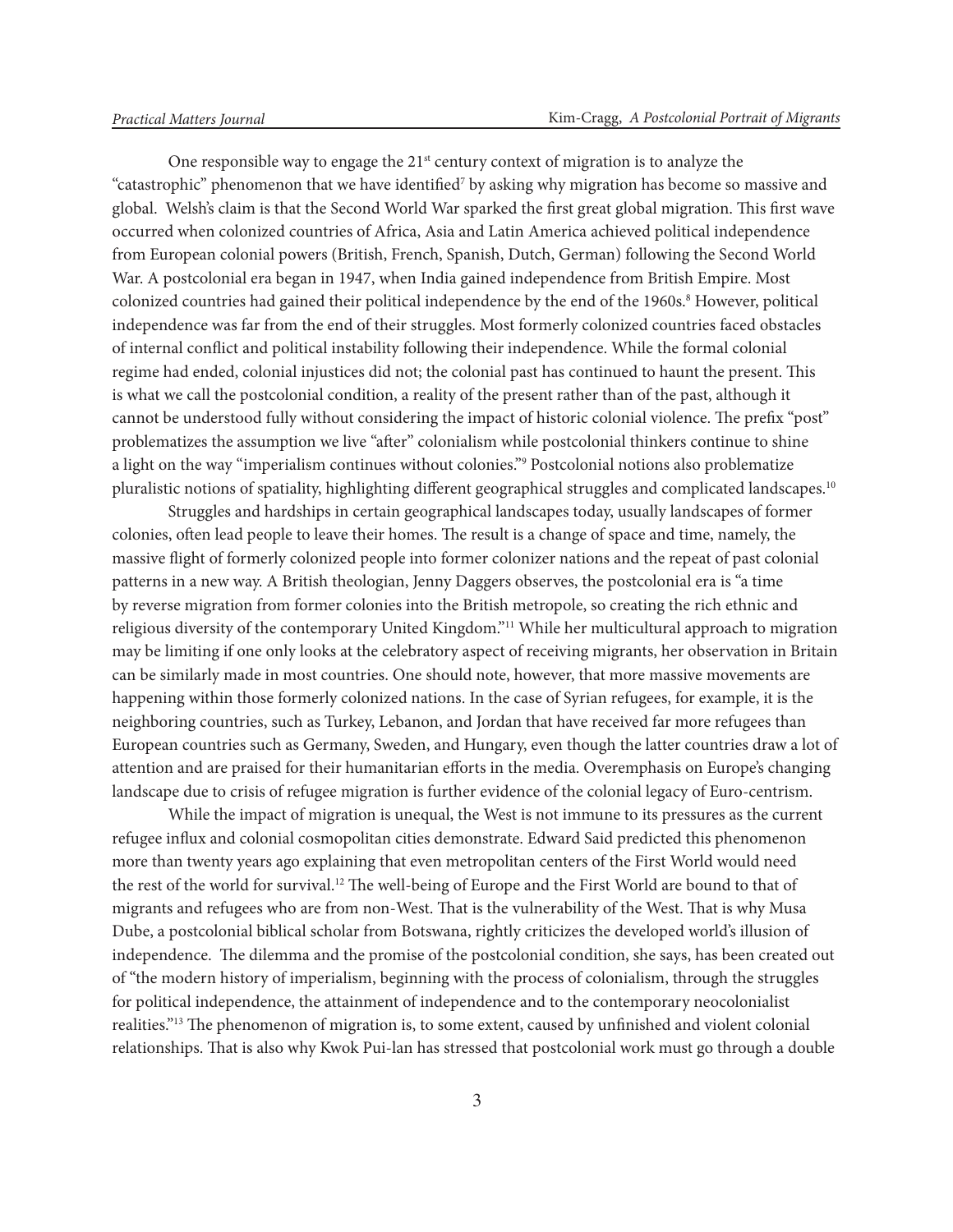One responsible way to engage the 21st century context of migration is to analyze the "catastrophic" phenomenon that we have identified[7] by asking why migration has become so massive and global. Welsh's claim is that the Second World War sparked the first great global migration. This first wave occurred when colonized countries of Africa, Asia and Latin America achieved political independence from European colonial powers (British, French, Spanish, Dutch, German) following the Second World War. A postcolonial era began in 1947, when India gained independence from British Empire. Most colonized countries had gained their political independence by the end of the 1960s.[8] However, political independence was far from the end of their struggles. Most formerly colonized countries faced obstacles of internal conflict and political instability following their independence. While the formal colonial regime had ended, colonial injustices did not; the colonial past has continued to haunt the present. This is what we call the postcolonial condition, a reality of the present rather than of the past, although it cannot be understood fully without considering the impact of historic colonial violence. The prefix "post" problematizes the assumption we live "after" colonialism while postcolonial thinkers continue to shine a light on the way "imperialism continues without colonies."[9] Postcolonial notions also problematize pluralistic notions of spatiality, highlighting different geographical struggles and complicated landscapes.[10]

Struggles and hardships in certain geographical landscapes today, usually landscapes of former colonies, often lead people to leave their homes. The result is a change of space and time, namely, the massive flight of formerly colonized people into former colonizer nations and the repeat of past colonial patterns in a new way. A British theologian, Jenny Daggers observes, the postcolonial era is "a time by reverse migration from former colonies into the British metropole, so creating the rich ethnic and religious diversity of the contemporary United Kingdom."[11] While her multicultural approach to migration may be limiting if one only looks at the celebratory aspect of receiving migrants, her observation in Britain can be similarly made in most countries. One should note, however, that more massive movements are happening within those formerly colonized nations. In the case of Syrian refugees, for example, it is the neighboring countries, such as Turkey, Lebanon, and Jordan that have received far more refugees than European countries such as Germany, Sweden, and Hungary, even though the latter countries draw a lot of attention and are praised for their humanitarian efforts in the media. Overemphasis on Europe's changing landscape due to crisis of refugee migration is further evidence of the colonial legacy of Euro-centrism.

While the impact of migration is unequal, the West is not immune to its pressures as the current refugee influx and colonial cosmopolitan cities demonstrate. Edward Said predicted this phenomenon more than twenty years ago explaining that even metropolitan centers of the First World would need the rest of the world for survival.[12] The well-being of Europe and the First World are bound to that of migrants and refugees who are from non-West. That is the vulnerability of the West. That is why Musa Dube, a postcolonial biblical scholar from Botswana, rightly criticizes the developed world's illusion of independence. The dilemma and the promise of the postcolonial condition, she says, has been created out of "the modern history of imperialism, beginning with the process of colonialism, through the struggles for political independence, the attainment of independence and to the contemporary neocolonialist realities."[13] The phenomenon of migration is, to some extent, caused by unfinished and violent colonial relationships. That is also why Kwok Pui-lan has stressed that postcolonial work must go through a double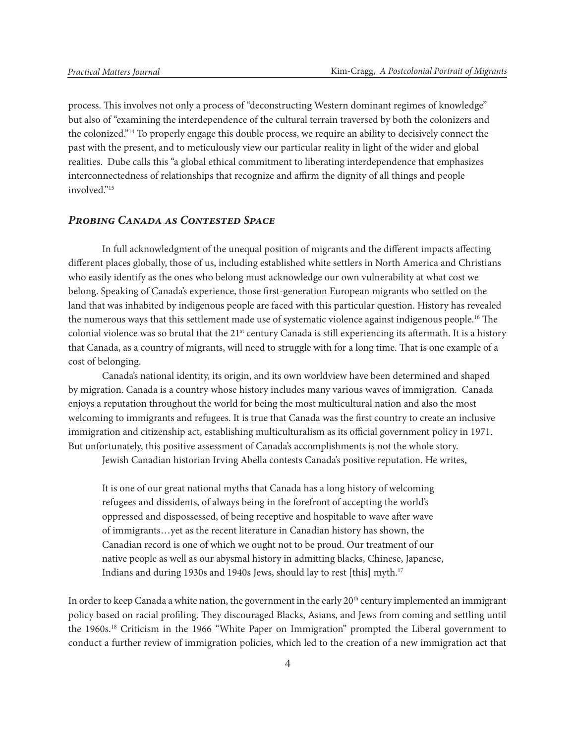process. This involves not only a process of "deconstructing Western dominant regimes of knowledge" but also of "examining the interdependence of the cultural terrain traversed by both the colonizers and the colonized."[14] To properly engage this double process, we require an ability to decisively connect the past with the present, and to meticulously view our particular reality in light of the wider and global realities. Dube calls this "a global ethical commitment to liberating interdependence that emphasizes interconnectedness of relationships that recognize and affirm the dignity of all things and people involved."[15]

### *Probing Canada as Contested Space*

In full acknowledgment of the unequal position of migrants and the different impacts affecting different places globally, those of us, including established white settlers in North America and Christians who easily identify as the ones who belong must acknowledge our own vulnerability at what cost we belong. Speaking of Canada's experience, those first-generation European migrants who settled on the land that was inhabited by indigenous people are faced with this particular question. History has revealed the numerous ways that this settlement made use of systematic violence against indigenous people.[16] The colonial violence was so brutal that the 21st century Canada is still experiencing its aftermath. It is a history that Canada, as a country of migrants, will need to struggle with for a long time. That is one example of a cost of belonging.

Canada's national identity, its origin, and its own worldview have been determined and shaped by migration. Canada is a country whose history includes many various waves of immigration. Canada enjoys a reputation throughout the world for being the most multicultural nation and also the most welcoming to immigrants and refugees. It is true that Canada was the first country to create an inclusive immigration and citizenship act, establishing multiculturalism as its official government policy in 1971. But unfortunately, this positive assessment of Canada's accomplishments is not the whole story.

Jewish Canadian historian Irving Abella contests Canada's positive reputation. He writes,

> It is one of our great national myths that Canada has a long history of welcoming refugees and dissidents, of always being in the forefront of accepting the world's oppressed and dispossessed, of being receptive and hospitable to wave after wave of immigrants…yet as the recent literature in Canadian history has shown, the Canadian record is one of which we ought not to be proud. Our treatment of our native people as well as our abysmal history in admitting blacks, Chinese, Japanese, Indians and during 1930s and 1940s Jews, should lay to rest [this] myth.[17]

In order to keep Canada a white nation, the government in the early 20th century implemented an immigrant policy based on racial profiling. They discouraged Blacks, Asians, and Jews from coming and settling until the 1960s.[18] Criticism in the 1966 "White Paper on Immigration" prompted the Liberal government to conduct a further review of immigration policies, which led to the creation of a new immigration act that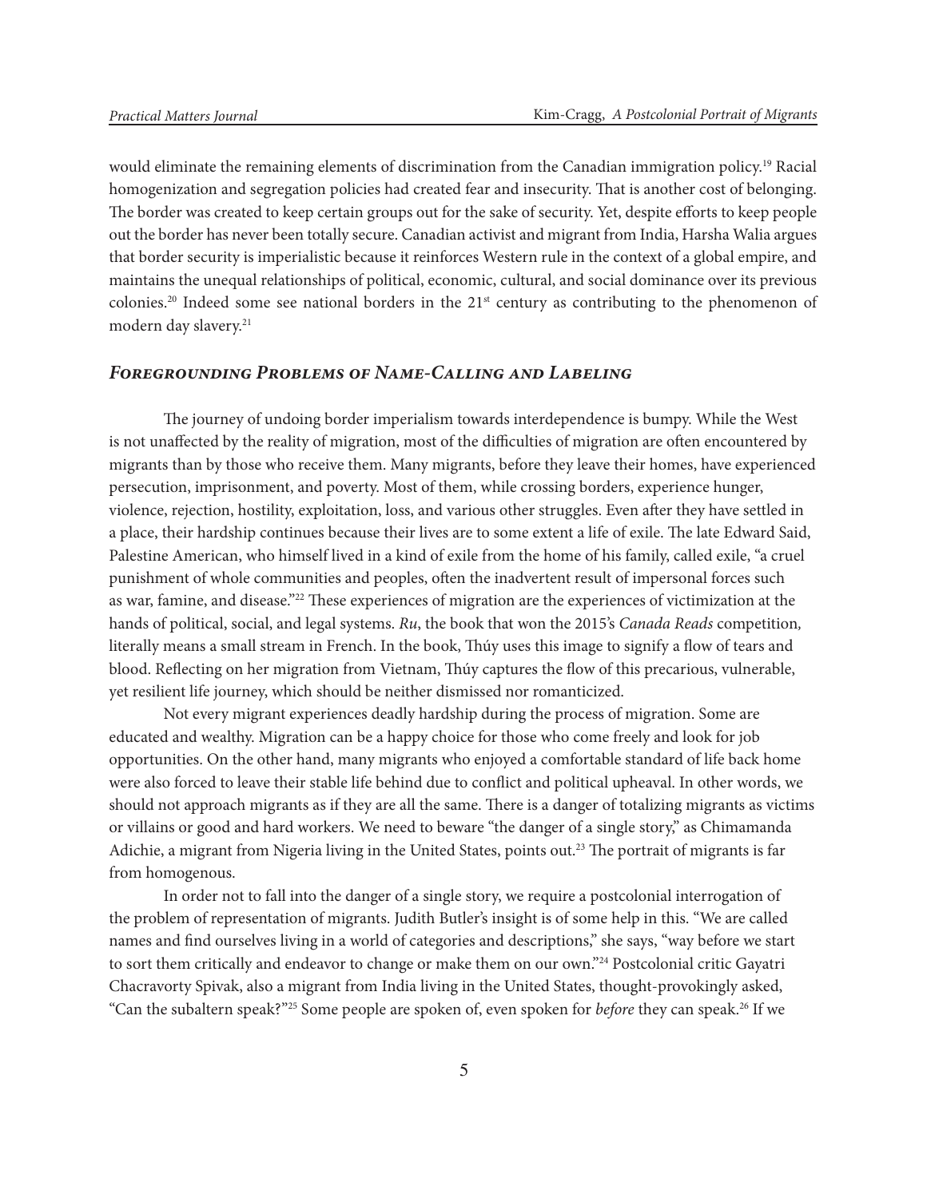would eliminate the remaining elements of discrimination from the Canadian immigration policy.[19] Racial homogenization and segregation policies had created fear and insecurity. That is another cost of belonging. The border was created to keep certain groups out for the sake of security. Yet, despite efforts to keep people out the border has never been totally secure. Canadian activist and migrant from India, Harsha Walia argues that border security is imperialistic because it reinforces Western rule in the context of a global empire, and maintains the unequal relationships of political, economic, cultural, and social dominance over its previous colonies.[20] Indeed some see national borders in the 21st century as contributing to the phenomenon of modern day slavery.[21]

## *Foregrounding Problems of Name-Calling and Labeling*

The journey of undoing border imperialism towards interdependence is bumpy. While the West is not unaffected by the reality of migration, most of the difficulties of migration are often encountered by migrants than by those who receive them. Many migrants, before they leave their homes, have experienced persecution, imprisonment, and poverty. Most of them, while crossing borders, experience hunger, violence, rejection, hostility, exploitation, loss, and various other struggles. Even after they have settled in a place, their hardship continues because their lives are to some extent a life of exile. The late Edward Said, Palestine American, who himself lived in a kind of exile from the home of his family, called exile, "a cruel punishment of whole communities and peoples, often the inadvertent result of impersonal forces such as war, famine, and disease."[22] These experiences of migration are the experiences of victimization at the hands of political, social, and legal systems. *Ru*, the book that won the 2015's *Canada Reads* competition, literally means a small stream in French. In the book, Thúy uses this image to signify a flow of tears and blood. Reflecting on her migration from Vietnam, Thúy captures the flow of this precarious, vulnerable, yet resilient life journey, which should be neither dismissed nor romanticized.

Not every migrant experiences deadly hardship during the process of migration. Some are educated and wealthy. Migration can be a happy choice for those who come freely and look for job opportunities. On the other hand, many migrants who enjoyed a comfortable standard of life back home were also forced to leave their stable life behind due to conflict and political upheaval. In other words, we should not approach migrants as if they are all the same. There is a danger of totalizing migrants as victims or villains or good and hard workers. We need to beware "the danger of a single story," as Chimamanda Adichie, a migrant from Nigeria living in the United States, points out.[23] The portrait of migrants is far from homogenous.

In order not to fall into the danger of a single story, we require a postcolonial interrogation of the problem of representation of migrants. Judith Butler's insight is of some help in this. "We are called names and find ourselves living in a world of categories and descriptions," she says, "way before we start to sort them critically and endeavor to change or make them on our own."[24] Postcolonial critic Gayatri Chacravorty Spivak, also a migrant from India living in the United States, thought-provokingly asked, "Can the subaltern speak?"[25] Some people are spoken of, even spoken for *before* they can speak.[26] If we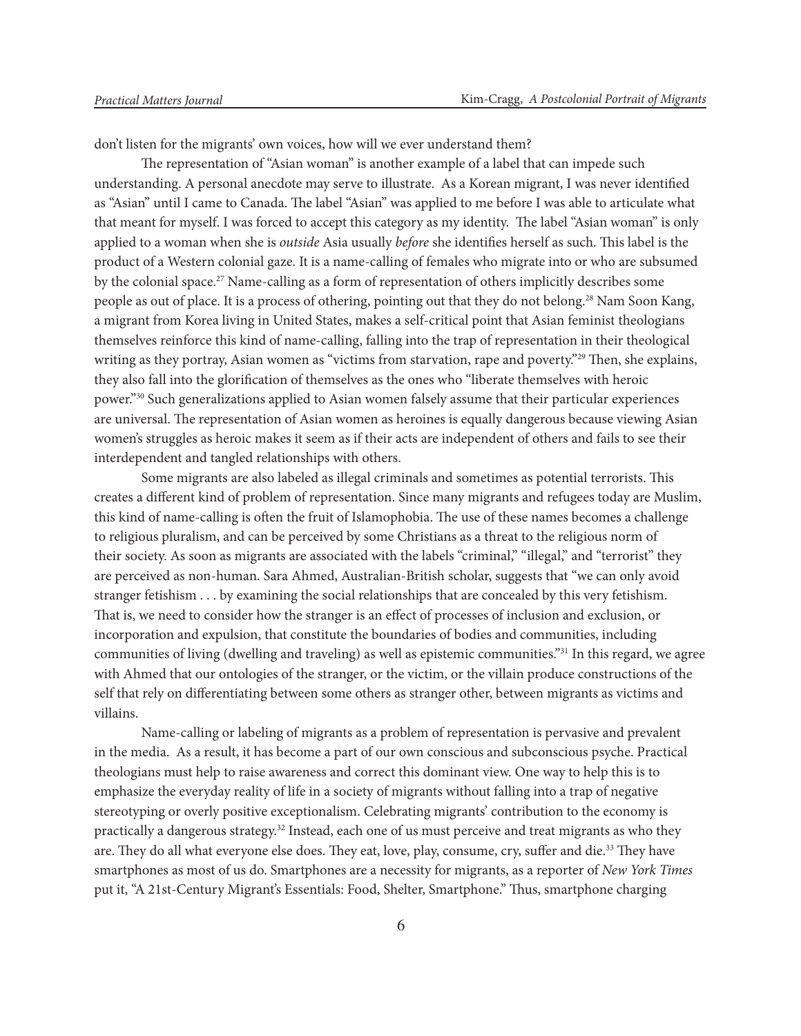don't listen for the migrants' own voices, how will we ever understand them?

The representation of "Asian woman" is another example of a label that can impede such understanding. A personal anecdote may serve to illustrate. As a Korean migrant, I was never identified as "Asian" until I came to Canada. The label "Asian" was applied to me before I was able to articulate what that meant for myself. I was forced to accept this category as my identity. The label "Asian woman" is only applied to a woman when she is *outside* Asia usually *before* she identifies herself as such. This label is the product of a Western colonial gaze. It is a name-calling of females who migrate into or who are subsumed by the colonial space.[27] Name-calling as a form of representation of others implicitly describes some people as out of place. It is a process of othering, pointing out that they do not belong.[28] Nam Soon Kang, a migrant from Korea living in United States, makes a self-critical point that Asian feminist theologians themselves reinforce this kind of name-calling, falling into the trap of representation in their theological writing as they portray, Asian women as "victims from starvation, rape and poverty."[29] Then, she explains, they also fall into the glorification of themselves as the ones who "liberate themselves with heroic power."[30] Such generalizations applied to Asian women falsely assume that their particular experiences are universal. The representation of Asian women as heroines is equally dangerous because viewing Asian women's struggles as heroic makes it seem as if their acts are independent of others and fails to see their interdependent and tangled relationships with others.

Some migrants are also labeled as illegal criminals and sometimes as potential terrorists. This creates a different kind of problem of representation. Since many migrants and refugees today are Muslim, this kind of name-calling is often the fruit of Islamophobia. The use of these names becomes a challenge to religious pluralism, and can be perceived by some Christians as a threat to the religious norm of their society. As soon as migrants are associated with the labels "criminal," "illegal," and "terrorist" they are perceived as non-human. Sara Ahmed, Australian-British scholar, suggests that "we can only avoid stranger fetishism . . . by examining the social relationships that are concealed by this very fetishism. That is, we need to consider how the stranger is an effect of processes of inclusion and exclusion, or incorporation and expulsion, that constitute the boundaries of bodies and communities, including communities of living (dwelling and traveling) as well as epistemic communities."[31] In this regard, we agree with Ahmed that our ontologies of the stranger, or the victim, or the villain produce constructions of the self that rely on differentiating between some others as stranger other, between migrants as victims and villains.

Name-calling or labeling of migrants as a problem of representation is pervasive and prevalent in the media. As a result, it has become a part of our own conscious and subconscious psyche. Practical theologians must help to raise awareness and correct this dominant view. One way to help this is to emphasize the everyday reality of life in a society of migrants without falling into a trap of negative stereotyping or overly positive exceptionalism. Celebrating migrants' contribution to the economy is practically a dangerous strategy.[32] Instead, each one of us must perceive and treat migrants as who they are. They do all what everyone else does. They eat, love, play, consume, cry, suffer and die.[33] They have smartphones as most of us do. Smartphones are a necessity for migrants, as a reporter of *New York Times* put it, "A 21st-Century Migrant's Essentials: Food, Shelter, Smartphone." Thus, smartphone charging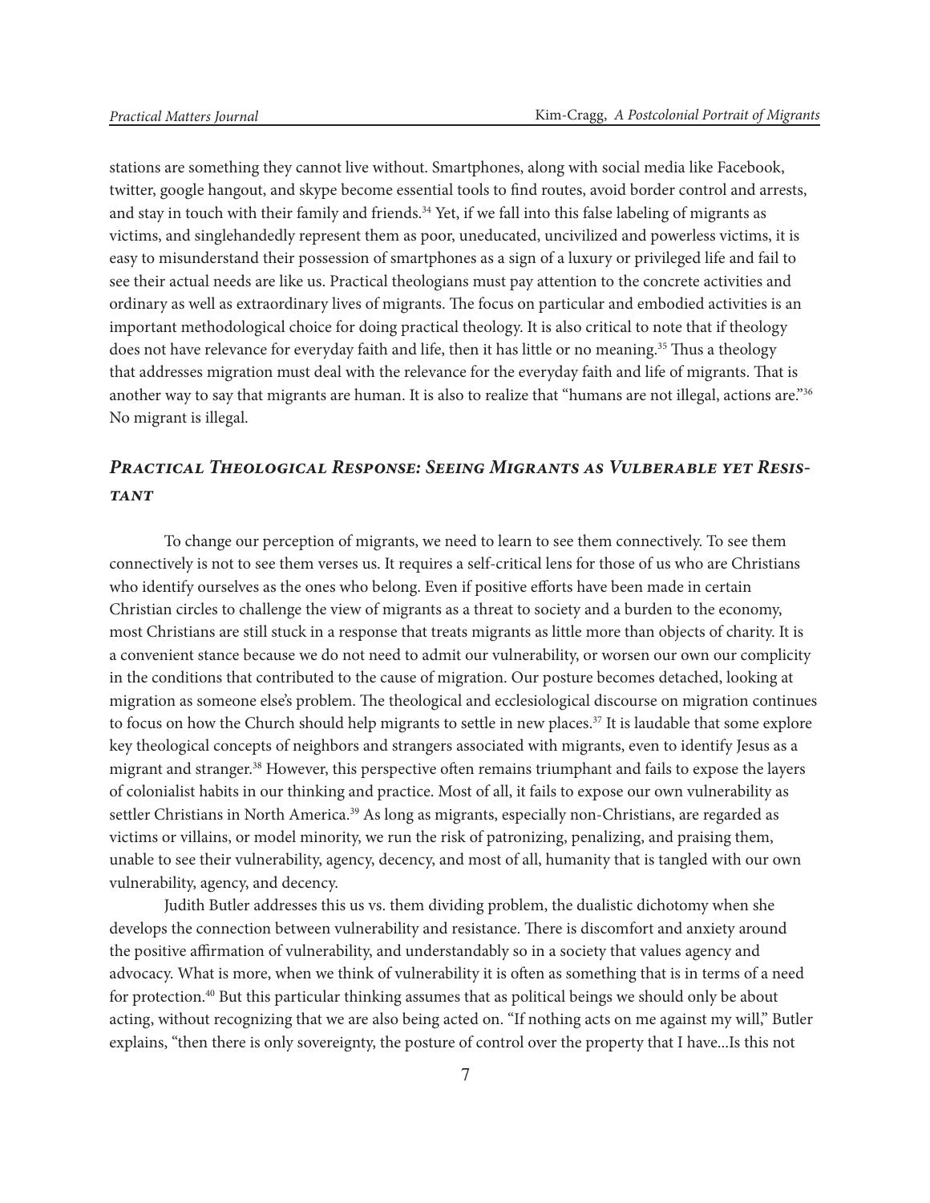stations are something they cannot live without. Smartphones, along with social media like Facebook, twitter, google hangout, and skype become essential tools to find routes, avoid border control and arrests, and stay in touch with their family and friends.[34] Yet, if we fall into this false labeling of migrants as victims, and singlehandedly represent them as poor, uneducated, uncivilized and powerless victims, it is easy to misunderstand their possession of smartphones as a sign of a luxury or privileged life and fail to see their actual needs are like us. Practical theologians must pay attention to the concrete activities and ordinary as well as extraordinary lives of migrants. The focus on particular and embodied activities is an important methodological choice for doing practical theology. It is also critical to note that if theology does not have relevance for everyday faith and life, then it has little or no meaning.[35] Thus a theology that addresses migration must deal with the relevance for the everyday faith and life of migrants. That is another way to say that migrants are human. It is also to realize that "humans are not illegal, actions are."[36] No migrant is illegal.

## *Practical Theological Response: Seeing Migrants as Vulberable yet Resistant*

To change our perception of migrants, we need to learn to see them connectively. To see them connectively is not to see them verses us. It requires a self-critical lens for those of us who are Christians who identify ourselves as the ones who belong. Even if positive efforts have been made in certain Christian circles to challenge the view of migrants as a threat to society and a burden to the economy, most Christians are still stuck in a response that treats migrants as little more than objects of charity. It is a convenient stance because we do not need to admit our vulnerability, or worsen our own our complicity in the conditions that contributed to the cause of migration. Our posture becomes detached, looking at migration as someone else's problem. The theological and ecclesiological discourse on migration continues to focus on how the Church should help migrants to settle in new places.[37] It is laudable that some explore key theological concepts of neighbors and strangers associated with migrants, even to identify Jesus as a migrant and stranger.[38] However, this perspective often remains triumphant and fails to expose the layers of colonialist habits in our thinking and practice. Most of all, it fails to expose our own vulnerability as settler Christians in North America.[39] As long as migrants, especially non-Christians, are regarded as victims or villains, or model minority, we run the risk of patronizing, penalizing, and praising them, unable to see their vulnerability, agency, decency, and most of all, humanity that is tangled with our own vulnerability, agency, and decency.

Judith Butler addresses this us vs. them dividing problem, the dualistic dichotomy when she develops the connection between vulnerability and resistance. There is discomfort and anxiety around the positive affirmation of vulnerability, and understandably so in a society that values agency and advocacy. What is more, when we think of vulnerability it is often as something that is in terms of a need for protection.[40] But this particular thinking assumes that as political beings we should only be about acting, without recognizing that we are also being acted on. "If nothing acts on me against my will," Butler explains, "then there is only sovereignty, the posture of control over the property that I have...Is this not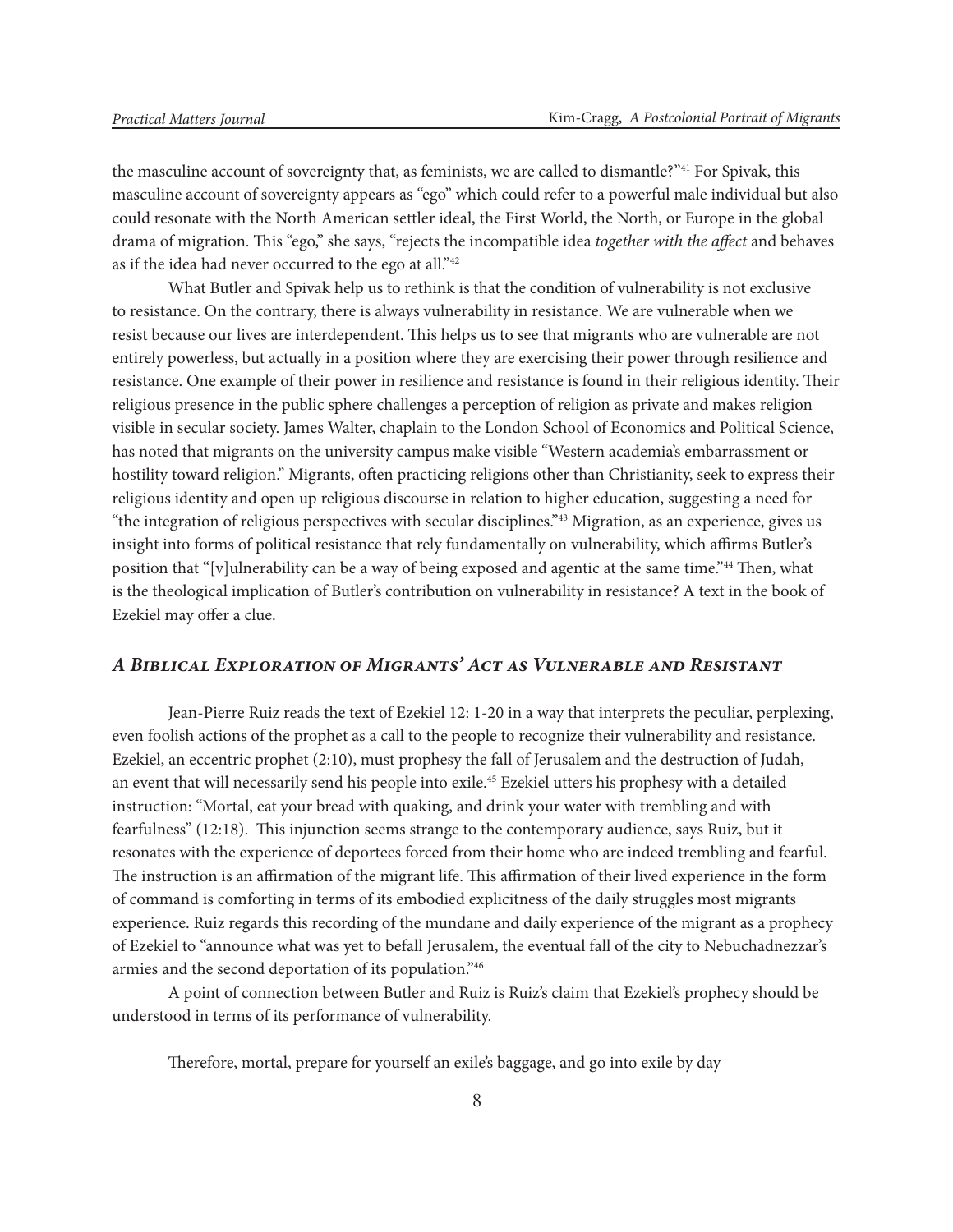the masculine account of sovereignty that, as feminists, we are called to dismantle?"[41] For Spivak, this masculine account of sovereignty appears as "ego" which could refer to a powerful male individual but also could resonate with the North American settler ideal, the First World, the North, or Europe in the global drama of migration. This "ego," she says, "rejects the incompatible idea *together with the affect* and behaves as if the idea had never occurred to the ego at all."[42]

What Butler and Spivak help us to rethink is that the condition of vulnerability is not exclusive to resistance. On the contrary, there is always vulnerability in resistance. We are vulnerable when we resist because our lives are interdependent. This helps us to see that migrants who are vulnerable are not entirely powerless, but actually in a position where they are exercising their power through resilience and resistance. One example of their power in resilience and resistance is found in their religious identity. Their religious presence in the public sphere challenges a perception of religion as private and makes religion visible in secular society. James Walter, chaplain to the London School of Economics and Political Science, has noted that migrants on the university campus make visible "Western academia's embarrassment or hostility toward religion." Migrants, often practicing religions other than Christianity, seek to express their religious identity and open up religious discourse in relation to higher education, suggesting a need for "the integration of religious perspectives with secular disciplines."[43] Migration, as an experience, gives us insight into forms of political resistance that rely fundamentally on vulnerability, which affirms Butler's position that "[v]ulnerability can be a way of being exposed and agentic at the same time."[44] Then, what is the theological implication of Butler's contribution on vulnerability in resistance? A text in the book of Ezekiel may offer a clue.

## *A Biblical Exploration of Migrants' Act as Vulnerable and Resistant*

Jean-Pierre Ruiz reads the text of Ezekiel 12: 1-20 in a way that interprets the peculiar, perplexing, even foolish actions of the prophet as a call to the people to recognize their vulnerability and resistance. Ezekiel, an eccentric prophet (2:10), must prophesy the fall of Jerusalem and the destruction of Judah, an event that will necessarily send his people into exile.[45] Ezekiel utters his prophesy with a detailed instruction: "Mortal, eat your bread with quaking, and drink your water with trembling and with fearfulness" (12:18). This injunction seems strange to the contemporary audience, says Ruiz, but it resonates with the experience of deportees forced from their home who are indeed trembling and fearful. The instruction is an affirmation of the migrant life. This affirmation of their lived experience in the form of command is comforting in terms of its embodied explicitness of the daily struggles most migrants experience. Ruiz regards this recording of the mundane and daily experience of the migrant as a prophecy of Ezekiel to "announce what was yet to befall Jerusalem, the eventual fall of the city to Nebuchadnezzar's armies and the second deportation of its population."[46]

A point of connection between Butler and Ruiz is Ruiz's claim that Ezekiel's prophecy should be understood in terms of its performance of vulnerability.

> Therefore, mortal, prepare for yourself an exile's baggage, and go into exile by day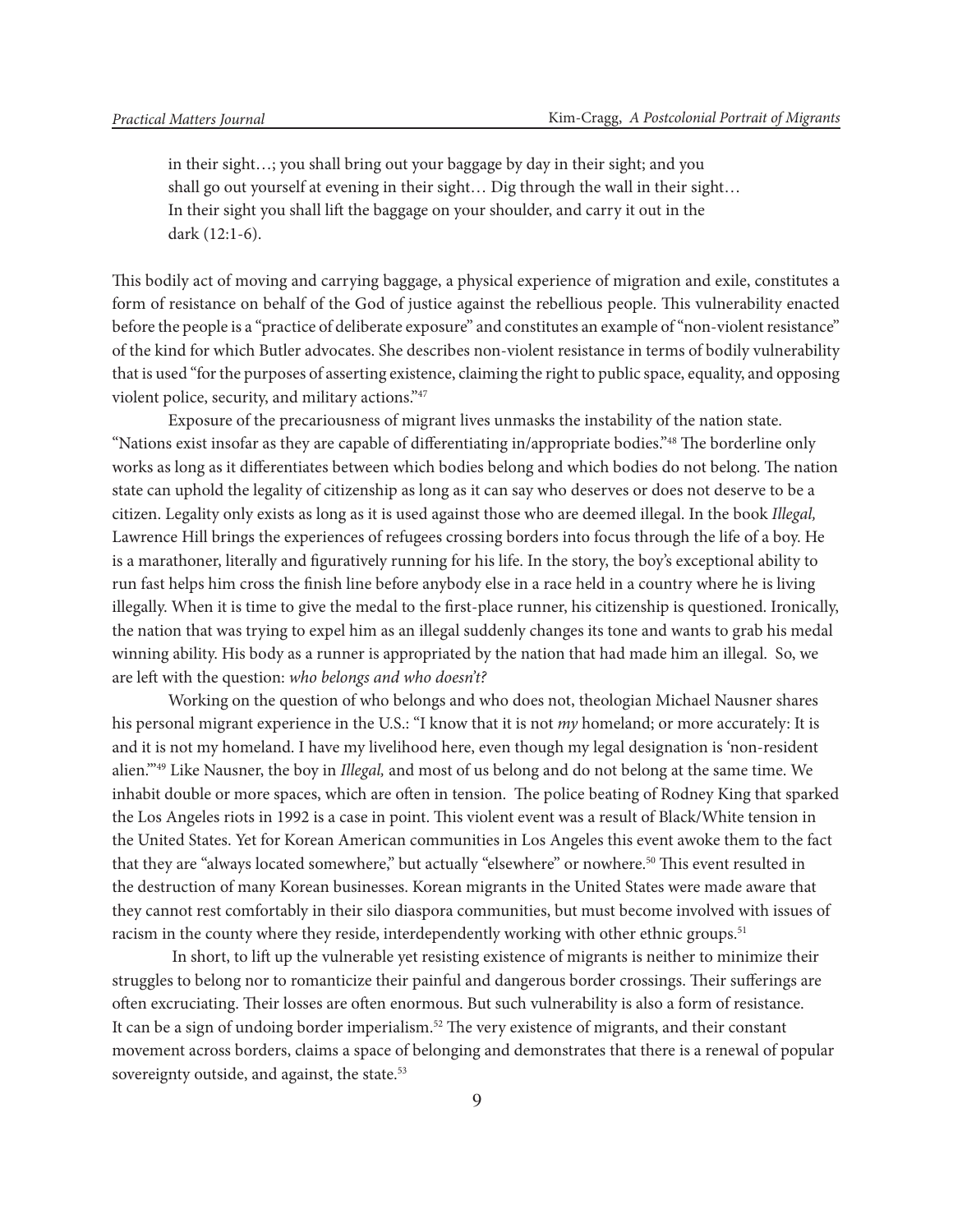> in their sight…; you shall bring out your baggage by day in their sight; and you shall go out yourself at evening in their sight… Dig through the wall in their sight… In their sight you shall lift the baggage on your shoulder, and carry it out in the dark (12:1-6).

This bodily act of moving and carrying baggage, a physical experience of migration and exile, constitutes a form of resistance on behalf of the God of justice against the rebellious people. This vulnerability enacted before the people is a "practice of deliberate exposure" and constitutes an example of "non-violent resistance" of the kind for which Butler advocates. She describes non-violent resistance in terms of bodily vulnerability that is used "for the purposes of asserting existence, claiming the right to public space, equality, and opposing violent police, security, and military actions."[47]

Exposure of the precariousness of migrant lives unmasks the instability of the nation state. "Nations exist insofar as they are capable of differentiating in/appropriate bodies."[48] The borderline only works as long as it differentiates between which bodies belong and which bodies do not belong. The nation state can uphold the legality of citizenship as long as it can say who deserves or does not deserve to be a citizen. Legality only exists as long as it is used against those who are deemed illegal. In the book *Illegal,* Lawrence Hill brings the experiences of refugees crossing borders into focus through the life of a boy. He is a marathoner, literally and figuratively running for his life. In the story, the boy's exceptional ability to run fast helps him cross the finish line before anybody else in a race held in a country where he is living illegally. When it is time to give the medal to the first-place runner, his citizenship is questioned. Ironically, the nation that was trying to expel him as an illegal suddenly changes its tone and wants to grab his medal winning ability. His body as a runner is appropriated by the nation that had made him an illegal. So, we are left with the question: *who belongs and who doesn't?*

Working on the question of who belongs and who does not, theologian Michael Nausner shares his personal migrant experience in the U.S.: "I know that it is not *my* homeland; or more accurately: It is and it is not my homeland. I have my livelihood here, even though my legal designation is 'non-resident alien.'"[49] Like Nausner, the boy in *Illegal,* and most of us belong and do not belong at the same time. We inhabit double or more spaces, which are often in tension. The police beating of Rodney King that sparked the Los Angeles riots in 1992 is a case in point. This violent event was a result of Black/White tension in the United States. Yet for Korean American communities in Los Angeles this event awoke them to the fact that they are "always located somewhere," but actually "elsewhere" or nowhere.[50] This event resulted in the destruction of many Korean businesses. Korean migrants in the United States were made aware that they cannot rest comfortably in their silo diaspora communities, but must become involved with issues of racism in the county where they reside, interdependently working with other ethnic groups.[51]

In short, to lift up the vulnerable yet resisting existence of migrants is neither to minimize their struggles to belong nor to romanticize their painful and dangerous border crossings. Their sufferings are often excruciating. Their losses are often enormous. But such vulnerability is also a form of resistance. It can be a sign of undoing border imperialism.[52] The very existence of migrants, and their constant movement across borders, claims a space of belonging and demonstrates that there is a renewal of popular sovereignty outside, and against, the state.[53]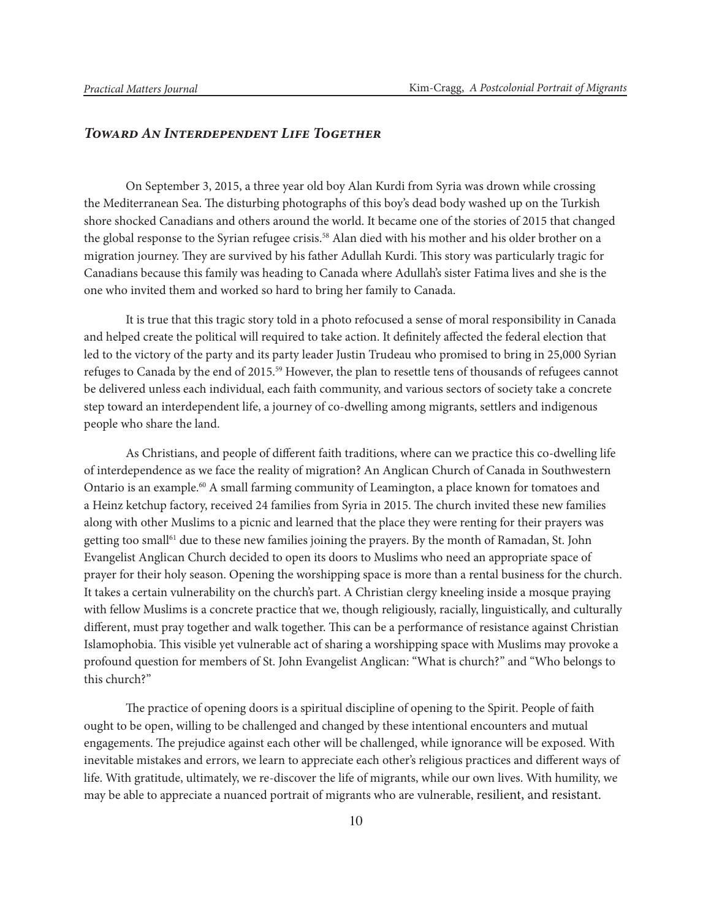### *Toward An Interdependent Life Together*

On September 3, 2015, a three year old boy Alan Kurdi from Syria was drown while crossing the Mediterranean Sea. The disturbing photographs of this boy's dead body washed up on the Turkish shore shocked Canadians and others around the world. It became one of the stories of 2015 that changed the global response to the Syrian refugee crisis.[58] Alan died with his mother and his older brother on a migration journey. They are survived by his father Adullah Kurdi. This story was particularly tragic for Canadians because this family was heading to Canada where Adullah's sister Fatima lives and she is the one who invited them and worked so hard to bring her family to Canada.

It is true that this tragic story told in a photo refocused a sense of moral responsibility in Canada and helped create the political will required to take action. It definitely affected the federal election that led to the victory of the party and its party leader Justin Trudeau who promised to bring in 25,000 Syrian refuges to Canada by the end of 2015.[59] However, the plan to resettle tens of thousands of refugees cannot be delivered unless each individual, each faith community, and various sectors of society take a concrete step toward an interdependent life, a journey of co-dwelling among migrants, settlers and indigenous people who share the land.

As Christians, and people of different faith traditions, where can we practice this co-dwelling life of interdependence as we face the reality of migration? An Anglican Church of Canada in Southwestern Ontario is an example.[60] A small farming community of Leamington, a place known for tomatoes and a Heinz ketchup factory, received 24 families from Syria in 2015. The church invited these new families along with other Muslims to a picnic and learned that the place they were renting for their prayers was getting too small[61] due to these new families joining the prayers. By the month of Ramadan, St. John Evangelist Anglican Church decided to open its doors to Muslims who need an appropriate space of prayer for their holy season. Opening the worshipping space is more than a rental business for the church. It takes a certain vulnerability on the church's part. A Christian clergy kneeling inside a mosque praying with fellow Muslims is a concrete practice that we, though religiously, racially, linguistically, and culturally different, must pray together and walk together. This can be a performance of resistance against Christian Islamophobia. This visible yet vulnerable act of sharing a worshipping space with Muslims may provoke a profound question for members of St. John Evangelist Anglican: "What is church?" and "Who belongs to this church?"

The practice of opening doors is a spiritual discipline of opening to the Spirit. People of faith ought to be open, willing to be challenged and changed by these intentional encounters and mutual engagements. The prejudice against each other will be challenged, while ignorance will be exposed. With inevitable mistakes and errors, we learn to appreciate each other's religious practices and different ways of life. With gratitude, ultimately, we re-discover the life of migrants, while our own lives. With humility, we may be able to appreciate a nuanced portrait of migrants who are vulnerable, resilient, and resistant.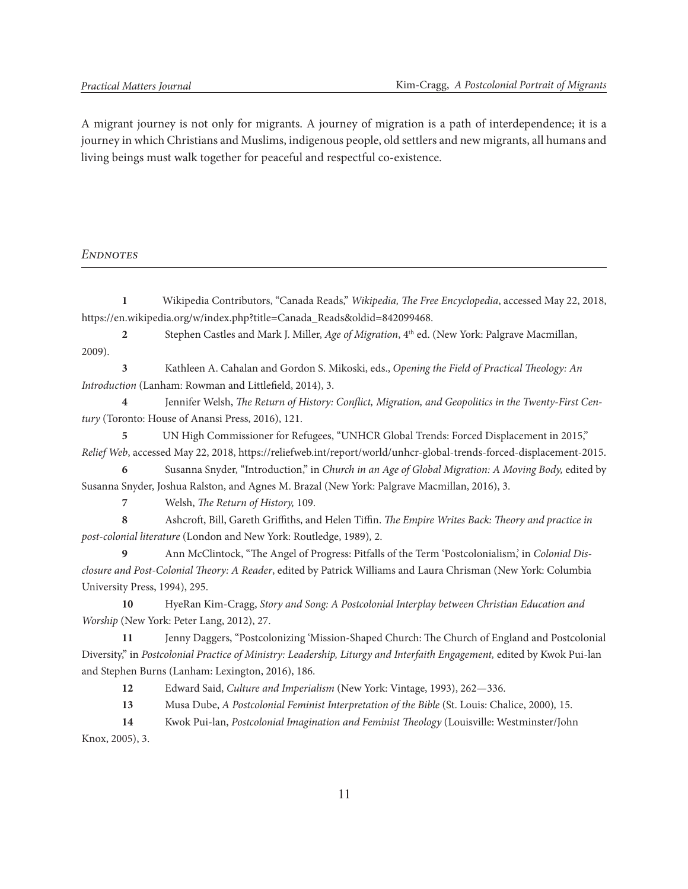A migrant journey is not only for migrants. A journey of migration is a path of interdependence; it is a journey in which Christians and Muslims, indigenous people, old settlers and new migrants, all humans and living beings must walk together for peaceful and respectful co-existence.

## *Endnotes*

**1** Wikipedia Contributors, "Canada Reads," *Wikipedia, The Free Encyclopedia*, accessed May 22, 2018, https://en.wikipedia.org/w/index.php?title=Canada_Reads&oldid=842099468.

**2** Stephen Castles and Mark J. Miller, *Age of Migration*, 4th ed. (New York: Palgrave Macmillan, 2009).

**3** Kathleen A. Cahalan and Gordon S. Mikoski, eds., *Opening the Field of Practical Theology: An Introduction* (Lanham: Rowman and Littlefield, 2014), 3.

**4** Jennifer Welsh, *The Return of History: Conflict, Migration, and Geopolitics in the Twenty-First Century* (Toronto: House of Anansi Press, 2016), 121.

**5** UN High Commissioner for Refugees, "UNHCR Global Trends: Forced Displacement in 2015," *Relief Web*, accessed May 22, 2018, https://reliefweb.int/report/world/unhcr-global-trends-forced-displacement-2015.

**6** Susanna Snyder, "Introduction," in *Church in an Age of Global Migration: A Moving Body,* edited by Susanna Snyder, Joshua Ralston, and Agnes M. Brazal (New York: Palgrave Macmillan, 2016), 3.

**7** Welsh, *The Return of History,* 109.

**8** Ashcroft, Bill, Gareth Griffiths, and Helen Tiffin. *The Empire Writes Back: Theory and practice in post-colonial literature* (London and New York: Routledge, 1989), 2.

**9** Ann McClintock, "The Angel of Progress: Pitfalls of the Term 'Postcolonialism,' in *Colonial Disclosure and Post-Colonial Theory: A Reader*, edited by Patrick Williams and Laura Chrisman (New York: Columbia University Press, 1994), 295.

**10** HyeRan Kim-Cragg, *Story and Song: A Postcolonial Interplay between Christian Education and Worship* (New York: Peter Lang, 2012), 27.

**11** Jenny Daggers, "Postcolonizing 'Mission-Shaped Church: The Church of England and Postcolonial Diversity," in *Postcolonial Practice of Ministry: Leadership, Liturgy and Interfaith Engagement,* edited by Kwok Pui-lan and Stephen Burns (Lanham: Lexington, 2016), 186.

**12** Edward Said, *Culture and Imperialism* (New York: Vintage, 1993), 262—336.

**13** Musa Dube, *A Postcolonial Feminist Interpretation of the Bible* (St. Louis: Chalice, 2000), 15.

**14** Kwok Pui-lan, *Postcolonial Imagination and Feminist Theology* (Louisville: Westminster/John Knox, 2005), 3.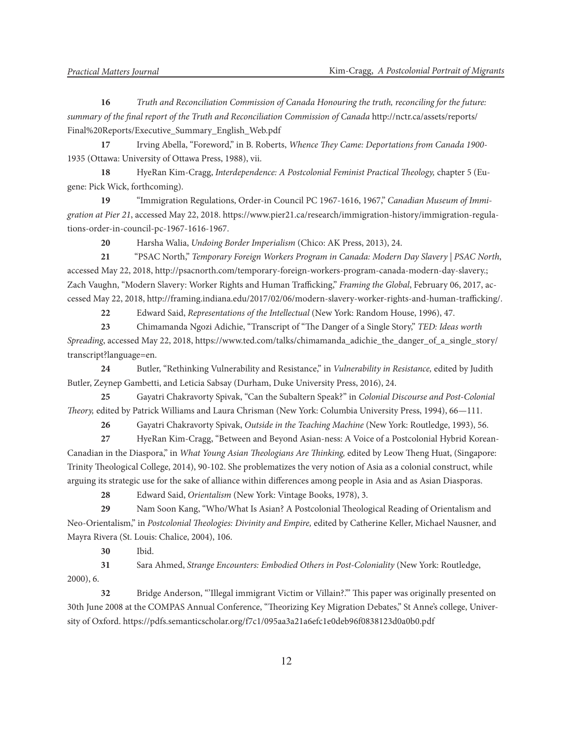**16** *Truth and Reconciliation Commission of Canada Honouring the truth, reconciling for the future: summary of the final report of the Truth and Reconciliation Commission of Canada* http://nctr.ca/assets/reports/Final%20Reports/Executive_Summary_English_Web.pdf

**17** Irving Abella, "Foreword," in B. Roberts, *Whence They Came: Deportations from Canada 1900-1935* (Ottawa: University of Ottawa Press, 1988), vii.

**18** HyeRan Kim-Cragg, *Interdependence: A Postcolonial Feminist Practical Theology,* chapter 5 (Eugene: Pick Wick, forthcoming).

**19** "Immigration Regulations, Order-in Council PC 1967-1616, 1967," *Canadian Museum of Immigration at Pier 21*, accessed May 22, 2018. https://www.pier21.ca/research/immigration-history/immigration-regulations-order-in-council-pc-1967-1616-1967.

**20** Harsha Walia, *Undoing Border Imperialism* (Chico: AK Press, 2013), 24.

**21** "PSAC North," *Temporary Foreign Workers Program in Canada: Modern Day Slavery | PSAC North*, accessed May 22, 2018, http://psacnorth.com/temporary-foreign-workers-program-canada-modern-day-slavery.; Zach Vaughn, "Modern Slavery: Worker Rights and Human Trafficking," *Framing the Global*, February 06, 2017, accessed May 22, 2018, http://framing.indiana.edu/2017/02/06/modern-slavery-worker-rights-and-human-trafficking/.

**22** Edward Said, *Representations of the Intellectual* (New York: Random House, 1996), 47.

**23** Chimamanda Ngozi Adichie, "Transcript of "The Danger of a Single Story," *TED: Ideas worth Spreading*, accessed May 22, 2018, https://www.ted.com/talks/chimamanda_adichie_the_danger_of_a_single_story/transcript?language=en.

**24** Butler, "Rethinking Vulnerability and Resistance," in *Vulnerability in Resistance,* edited by Judith Butler, Zeynep Gambetti, and Leticia Sabsay (Durham, Duke University Press, 2016), 24.

**25** Gayatri Chakravorty Spivak, "Can the Subaltern Speak?" in *Colonial Discourse and Post-Colonial Theory,* edited by Patrick Williams and Laura Chrisman (New York: Columbia University Press, 1994), 66—111.

**26** Gayatri Chakravorty Spivak, *Outside in the Teaching Machine* (New York: Routledge, 1993), 56.

**27** HyeRan Kim-Cragg, "Between and Beyond Asian-ness: A Voice of a Postcolonial Hybrid Korean-Canadian in the Diaspora," in *What Young Asian Theologians Are Thinking,* edited by Leow Theng Huat, (Singapore: Trinity Theological College, 2014), 90-102. She problematizes the very notion of Asia as a colonial construct, while arguing its strategic use for the sake of alliance within differences among people in Asia and as Asian Diasporas.

**28** Edward Said, *Orientalism* (New York: Vintage Books, 1978), 3.

**29** Nam Soon Kang, "Who/What Is Asian? A Postcolonial Theological Reading of Orientalism and Neo-Orientalism," in *Postcolonial Theologies: Divinity and Empire,* edited by Catherine Keller, Michael Nausner, and Mayra Rivera (St. Louis: Chalice, 2004), 106.

**30** Ibid.

**31** Sara Ahmed, *Strange Encounters: Embodied Others in Post-Coloniality* (New York: Routledge, 2000), 6.

**32** Bridge Anderson, "'Illegal immigrant Victim or Villain?.'" This paper was originally presented on 30th June 2008 at the COMPAS Annual Conference, "Theorizing Key Migration Debates," St Anne's college, University of Oxford. https://pdfs.semanticscholar.org/f7c1/095aa3a21a6efc1e0deb96f0838123d0a0b0.pdf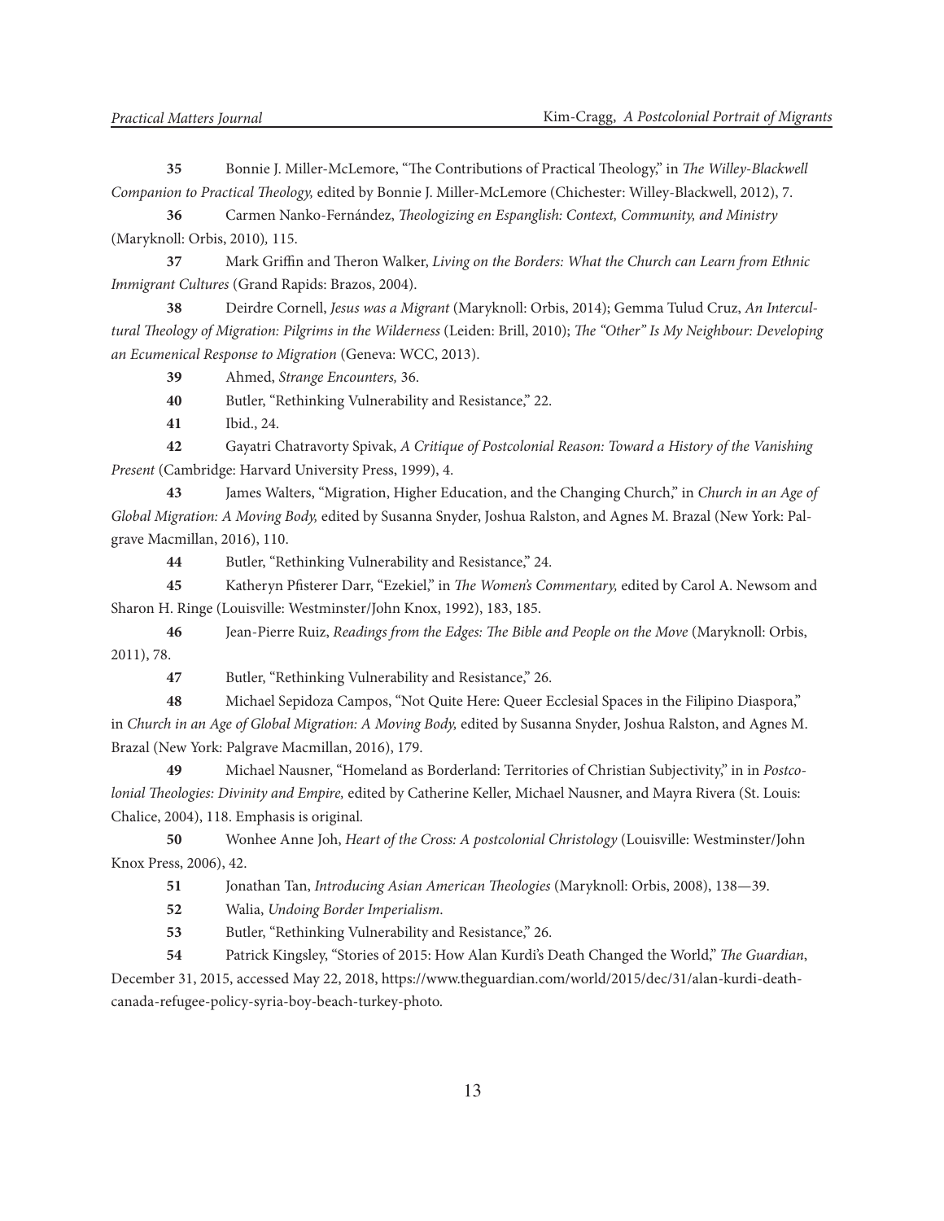**35** Bonnie J. Miller-McLemore, "The Contributions of Practical Theology," in *The Willey-Blackwell Companion to Practical Theology,* edited by Bonnie J. Miller-McLemore (Chichester: Willey-Blackwell, 2012), 7.

**36** Carmen Nanko-Fernández, *Theologizing en Espanglish: Context, Community, and Ministry* (Maryknoll: Orbis, 2010), 115.

**37** Mark Griffin and Theron Walker, *Living on the Borders: What the Church can Learn from Ethnic Immigrant Cultures* (Grand Rapids: Brazos, 2004).

**38** Deirdre Cornell, *Jesus was a Migrant* (Maryknoll: Orbis, 2014); Gemma Tulud Cruz, *An Intercultural Theology of Migration: Pilgrims in the Wilderness* (Leiden: Brill, 2010); *The "Other" Is My Neighbour: Developing an Ecumenical Response to Migration* (Geneva: WCC, 2013).

**39** Ahmed, *Strange Encounters,* 36.

**40** Butler, "Rethinking Vulnerability and Resistance," 22.

**41** Ibid., 24.

**42** Gayatri Chatravorty Spivak, *A Critique of Postcolonial Reason: Toward a History of the Vanishing Present* (Cambridge: Harvard University Press, 1999), 4.

**43** James Walters, "Migration, Higher Education, and the Changing Church," in *Church in an Age of Global Migration: A Moving Body,* edited by Susanna Snyder, Joshua Ralston, and Agnes M. Brazal (New York: Palgrave Macmillan, 2016), 110.

**44** Butler, "Rethinking Vulnerability and Resistance," 24.

**45** Katheryn Pfisterer Darr, "Ezekiel," in *The Women's Commentary,* edited by Carol A. Newsom and Sharon H. Ringe (Louisville: Westminster/John Knox, 1992), 183, 185.

**46** Jean-Pierre Ruiz, *Readings from the Edges: The Bible and People on the Move* (Maryknoll: Orbis, 2011), 78.

**47** Butler, "Rethinking Vulnerability and Resistance," 26.

**48** Michael Sepidoza Campos, "Not Quite Here: Queer Ecclesial Spaces in the Filipino Diaspora," in *Church in an Age of Global Migration: A Moving Body,* edited by Susanna Snyder, Joshua Ralston, and Agnes M. Brazal (New York: Palgrave Macmillan, 2016), 179.

**49** Michael Nausner, "Homeland as Borderland: Territories of Christian Subjectivity," in in *Postcolonial Theologies: Divinity and Empire,* edited by Catherine Keller, Michael Nausner, and Mayra Rivera (St. Louis: Chalice, 2004), 118. Emphasis is original.

**50** Wonhee Anne Joh, *Heart of the Cross: A postcolonial Christology* (Louisville: Westminster/John Knox Press, 2006), 42.

**51** Jonathan Tan, *Introducing Asian American Theologies* (Maryknoll: Orbis, 2008), 138—39.

**52** Walia, *Undoing Border Imperialism*.

**53** Butler, "Rethinking Vulnerability and Resistance," 26.

**54** Patrick Kingsley, "Stories of 2015: How Alan Kurdi's Death Changed the World," *The Guardian*, December 31, 2015, accessed May 22, 2018, https://www.theguardian.com/world/2015/dec/31/alan-kurdi-death-canada-refugee-policy-syria-boy-beach-turkey-photo.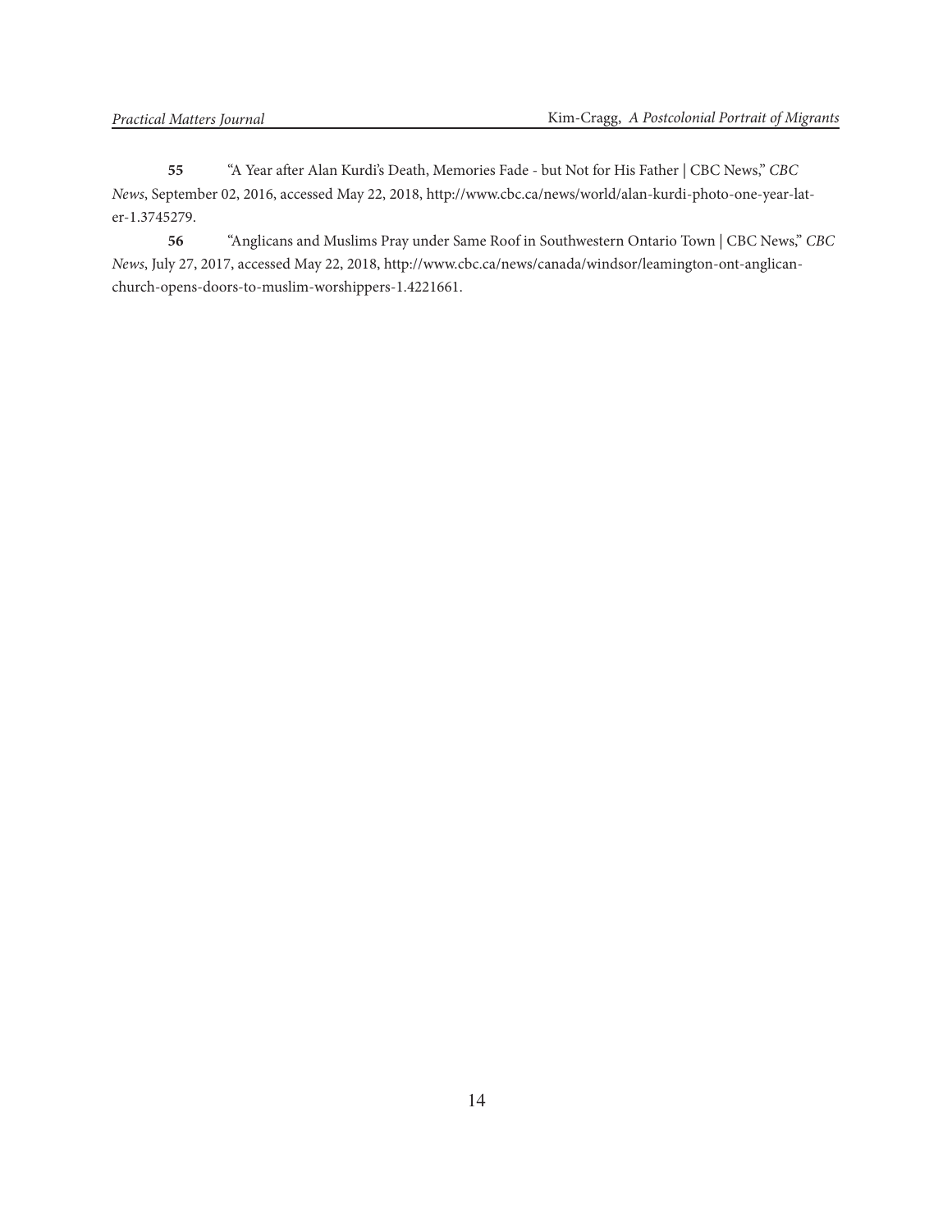**55** "A Year after Alan Kurdi's Death, Memories Fade - but Not for His Father | CBC News," *CBC News*, September 02, 2016, accessed May 22, 2018, http://www.cbc.ca/news/world/alan-kurdi-photo-one-year-later-1.3745279.

**56** "Anglicans and Muslims Pray under Same Roof in Southwestern Ontario Town | CBC News," *CBC News*, July 27, 2017, accessed May 22, 2018, http://www.cbc.ca/news/canada/windsor/leamington-ont-anglican-church-opens-doors-to-muslim-worshippers-1.4221661.